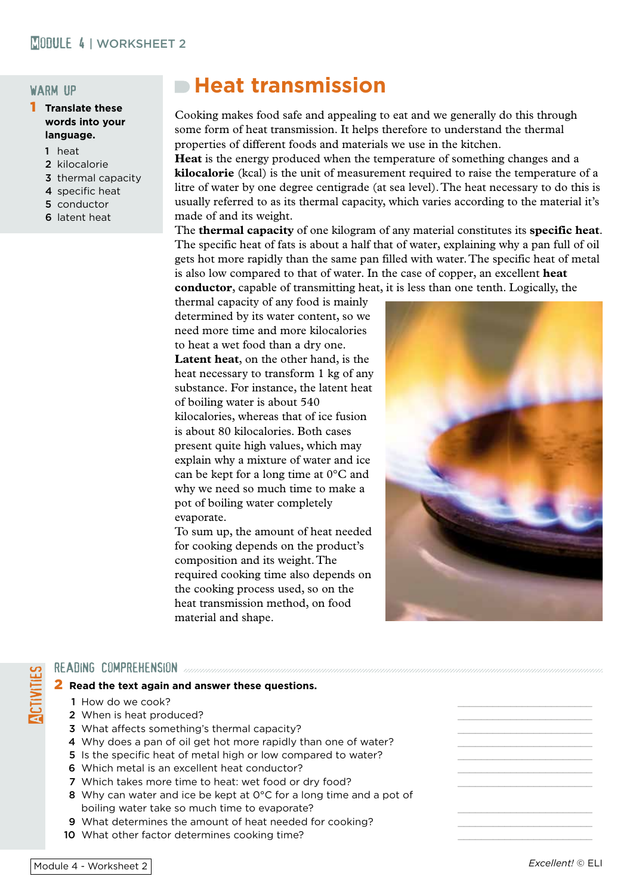## WARM UP

**1 Translate these words into your language.**

1. heat
2. kilocalorie
3. thermal capacity
4. specific heat
5. conductor
6. latent heat

# Heat transmission

Cooking makes food safe and appealing to eat and we generally do this through some form of heat transmission. It helps therefore to understand the thermal properties of different foods and materials we use in the kitchen.

**Heat** is the energy produced when the temperature of something changes and a **kilocalorie** (kcal) is the unit of measurement required to raise the temperature of a litre of water by one degree centigrade (at sea level). The heat necessary to do this is usually referred to as its thermal capacity, which varies according to the material it's made of and its weight.

The **thermal capacity** of one kilogram of any material constitutes its **specific heat**. The specific heat of fats is about a half that of water, explaining why a pan full of oil gets hot more rapidly than the same pan filled with water. The specific heat of metal is also low compared to that of water. In the case of copper, an excellent **heat conductor**, capable of transmitting heat, it is less than one tenth. Logically, the thermal capacity of any food is mainly determined by its water content, so we need more time and more kilocalories to heat a wet food than a dry one.

**Latent heat**, on the other hand, is the heat necessary to transform 1 kg of any substance. For instance, the latent heat of boiling water is about 540 kilocalories, whereas that of ice fusion is about 80 kilocalories. Both cases present quite high values, which may explain why a mixture of water and ice can be kept for a long time at 0°C and why we need so much time to make a pot of boiling water completely evaporate.

To sum up, the amount of heat needed for cooking depends on the product's composition and its weight. The required cooking time also depends on the cooking process used, so on the heat transmission method, on food material and shape.

## ACTIVITIES

### READING COMPREHENSION

**2 Read the text again and answer these questions.**

1. How do we cook? \_\_\_\_\_\_\_\_\_\_\_\_\_\_\_\_
2. When is heat produced? \_\_\_\_\_\_\_\_\_\_\_\_\_\_\_\_
3. What affects something's thermal capacity? \_\_\_\_\_\_\_\_\_\_\_\_\_\_\_\_
4. Why does a pan of oil get hot more rapidly than one of water? \_\_\_\_\_\_\_\_\_\_\_\_\_\_\_\_
5. Is the specific heat of metal high or low compared to water? \_\_\_\_\_\_\_\_\_\_\_\_\_\_\_\_
6. Which metal is an excellent heat conductor? \_\_\_\_\_\_\_\_\_\_\_\_\_\_\_\_
7. Which takes more time to heat: wet food or dry food? \_\_\_\_\_\_\_\_\_\_\_\_\_\_\_\_
8. Why can water and ice be kept at 0°C for a long time and a pot of boiling water take so much time to evaporate? \_\_\_\_\_\_\_\_\_\_\_\_\_\_\_\_
9. What determines the amount of heat needed for cooking? \_\_\_\_\_\_\_\_\_\_\_\_\_\_\_\_
10. What other factor determines cooking time? \_\_\_\_\_\_\_\_\_\_\_\_\_\_\_\_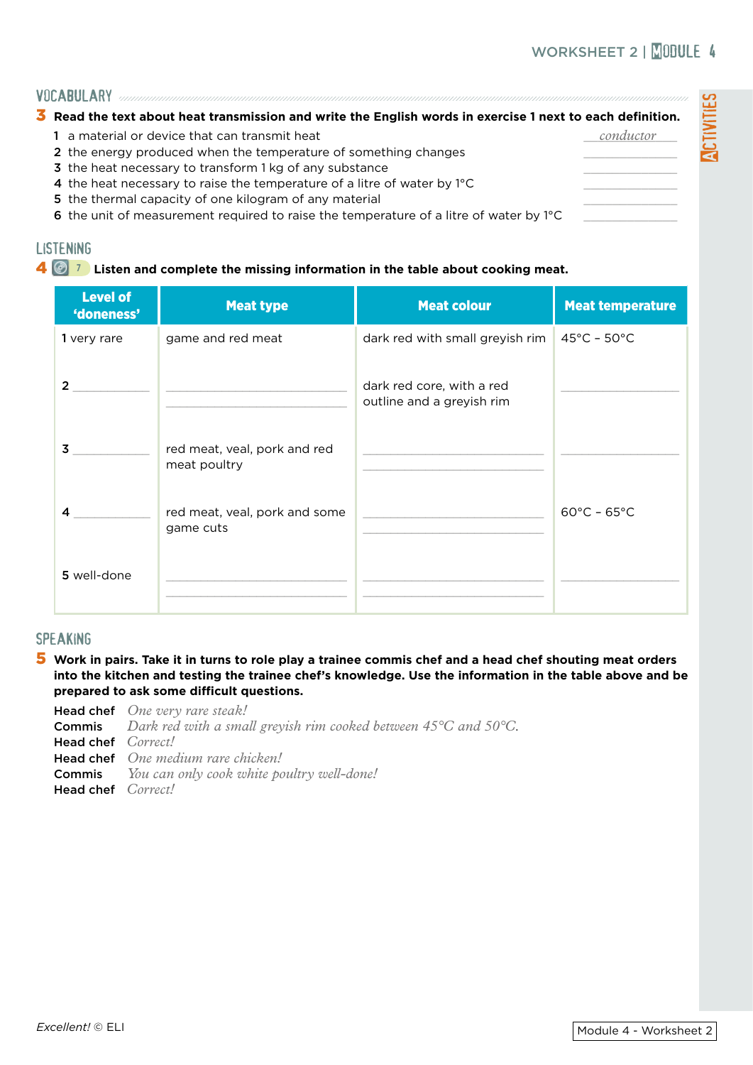## VOCABULARY

**3** **Read the text about heat transmission and write the English words in exercise 1 next to each definition.**

1 a material or device that can transmit heat *conductor*
2 the energy produced when the temperature of something changes ____________
3 the heat necessary to transform 1 kg of any substance ____________
4 the heat necessary to raise the temperature of a litre of water by 1°C ____________
5 the thermal capacity of one kilogram of any material ____________
6 the unit of measurement required to raise the temperature of a litre of water by 1°C ____________

## LISTENING

**4** 7 **Listen and complete the missing information in the table about cooking meat.**

| Level of 'doneness' | Meat type | Meat colour | Meat temperature |
|---|---|---|---|
| 1 very rare | game and red meat | dark red with small greyish rim | 45°C – 50°C |
| 2 __________ | __________ | dark red core, with a red outline and a greyish rim | __________ |
| 3 __________ | red meat, veal, pork and red meat poultry | __________ | __________ |
| 4 __________ | red meat, veal, pork and some game cuts | __________ | 60°C – 65°C |
| 5 well-done | __________ | __________ | __________ |

## SPEAKING

**5** **Work in pairs. Take it in turns to role play a trainee commis chef and a head chef shouting meat orders into the kitchen and testing the trainee chef's knowledge. Use the information in the table above and be prepared to ask some difficult questions.**

**Head chef** *One very rare steak!*
**Commis** *Dark red with a small greyish rim cooked between 45°C and 50°C.*
**Head chef** *Correct!*
**Head chef** *One medium rare chicken!*
**Commis** *You can only cook white poultry well-done!*
**Head chef** *Correct!*